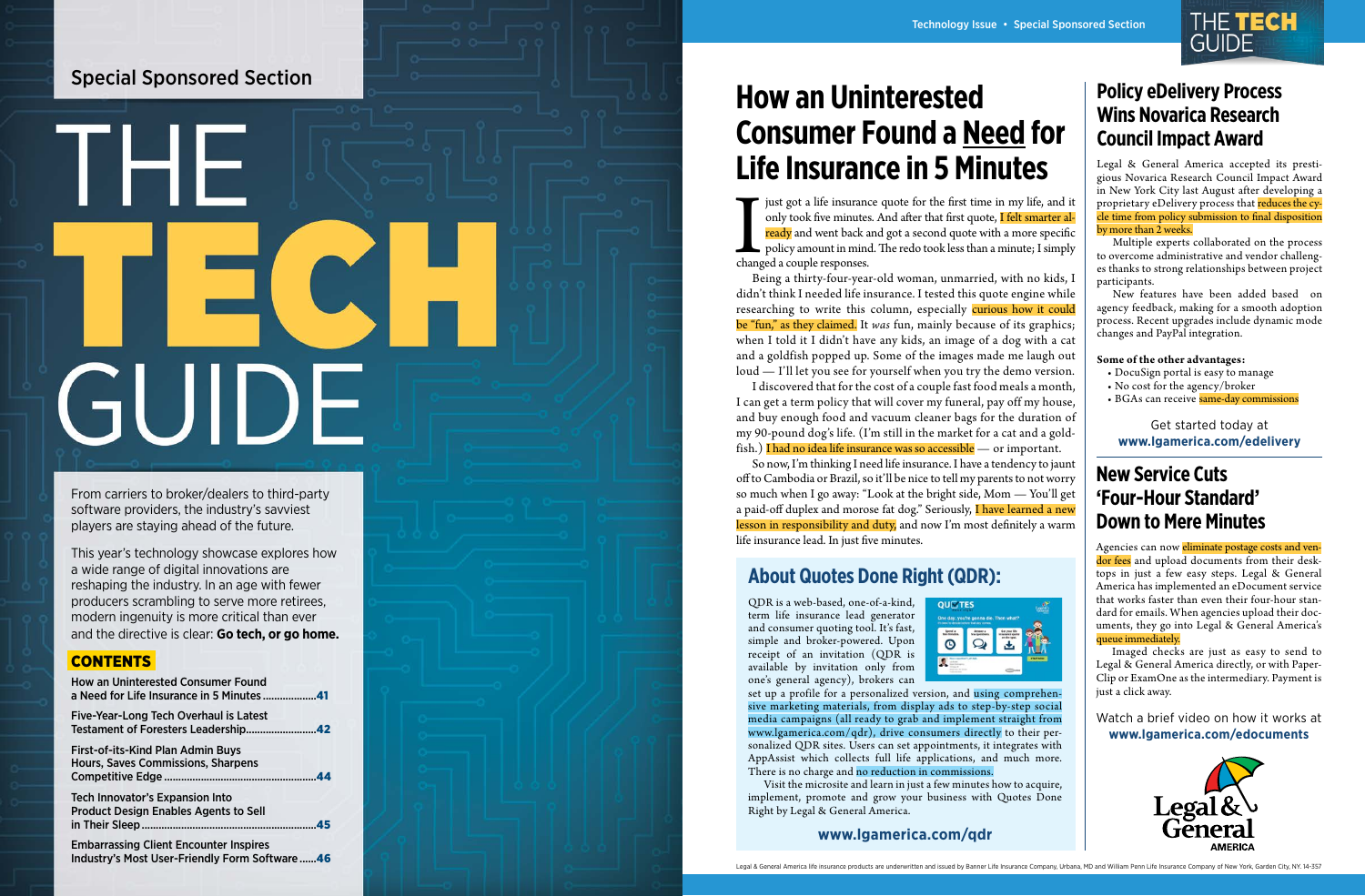Special Sponsored Section

# THE TECH GUIDE

From carriers to broker/dealers to third-party software providers, the industry's savviest players are staying ahead of the future.

This year's technology showcase explores how a wide range of digital innovations are reshaping the industry. In an age with fewer producers scrambling to serve more retirees, modern ingenuity is more critical than ever and the directive is clear: **Go tech, or go home.**

## CONTENTS

- How an Uninterested Consumer Found a Need for Life Insurance in 5 Minutes ....................**41**
- Five-Year-Long Tech Overhaul is Latest Testament of Foresters Leadership..........................**42**
- First-of-its-Kind Plan Admin Buys Hours, Saves Commissions, Sharpens Competitive Edge......................................................**44**
- Tech Innovator's Expansion Into Product Design Enables Agents to Sell in Their Sleep..............................................................**45**
- Embarrassing Client Encounter Inspires Industry's Most User-Friendly Form Software......**46**

Technology Issue • Special Sponsored Section

# How an Uninterested Consumer Found a Need for Life Insurance in 5 Minutes

I just got a life insurance quote for the first time in my life, and it only took five minutes. And after that first quote, I felt smarter already and went back and got a second quote with a more specific policy amount in mind. The redo took less than a minute; I simply changed a couple responses.

Being a thirty-four-year-old woman, unmarried, with no kids, I didn't think I needed life insurance. I tested this quote engine while researching to write this column, especially curious how it could be "fun," as they claimed. It *was* fun, mainly because of its graphics; when I told it I didn't have any kids, an image of a dog with a cat and a goldfish popped up. Some of the images made me laugh out loud — I'll let you see for yourself when you try the demo version.

I discovered that for the cost of a couple fast food meals a month, I can get a term policy that will cover my funeral, pay off my house, and buy enough food and vacuum cleaner bags for the duration of my 90-pound dog's life. (I'm still in the market for a cat and a goldfish.) I had no idea life insurance was so accessible — or important.

So now, I'm thinking I need life insurance. I have a tendency to jaunt off to Cambodia or Brazil, so it'll be nice to tell my parents to not worry so much when I go away: "Look at the bright side, Mom — You'll get a paid-off duplex and morose fat dog." Seriously, I have learned a new lesson in responsibility and duty, and now I'm most definitely a warm life insurance lead. In just five minutes.

## About Quotes Done Right (QDR):

QDR is a web-based, one-of-a-kind, term life insurance lead generator and consumer quoting tool. It's fast, simple and broker-powered. Upon receipt of an invitation (QDR is available by invitation only from one's general agency), brokers can set up a profile for a personalized version, and using comprehensive marketing materials, from display ads to step-by-step social media campaigns (all ready to grab and implement straight from www.lgamerica.com/qdr), drive consumers directly to their personalized QDR sites. Users can set appointments, it integrates with AppAssist which collects full life applications, and much more. There is no charge and no reduction in commissions.

Visit the microsite and learn in just a few minutes how to acquire, implement, promote and grow your business with Quotes Done Right by Legal & General America.

**www.lgamerica.com/qdr**

# Policy eDelivery Process Wins Novarica Research Council Impact Award

Legal & General America accepted its prestigious Novarica Research Council Impact Award in New York City last August after developing a proprietary eDelivery process that reduces the cycle time from policy submission to final disposition by more than 2 weeks.

Multiple experts collaborated on the process to overcome administrative and vendor challenges thanks to strong relationships between project participants.

New features have been added based on agency feedback, making for a smooth adoption process. Recent upgrades include dynamic mode changes and PayPal integration.

**Some of the other advantages:**

- DocuSign portal is easy to manage
- No cost for the agency/broker
- BGAs can receive same-day commissions

Get started today at **www.lgamerica.com/edelivery**

# New Service Cuts 'Four-Hour Standard' Down to Mere Minutes

Agencies can now eliminate postage costs and vendor fees and upload documents from their desktops in just a few easy steps. Legal & General America has implemented an eDocument service that works faster than even their four-hour standard for emails. When agencies upload their documents, they go into Legal & General America's queue immediately.

Imaged checks are just as easy to send to Legal & General America directly, or with PaperClip or ExamOne as the intermediary. Payment is just a click away.

Watch a brief video on how it works at **www.lgamerica.com/edocuments**

Legal & General AMERICA

Legal & General America life insurance products are underwritten and issued by Banner Life Insurance Company, Urbana, MD and William Penn Life Insurance Company of New York, Garden City, NY. 14-357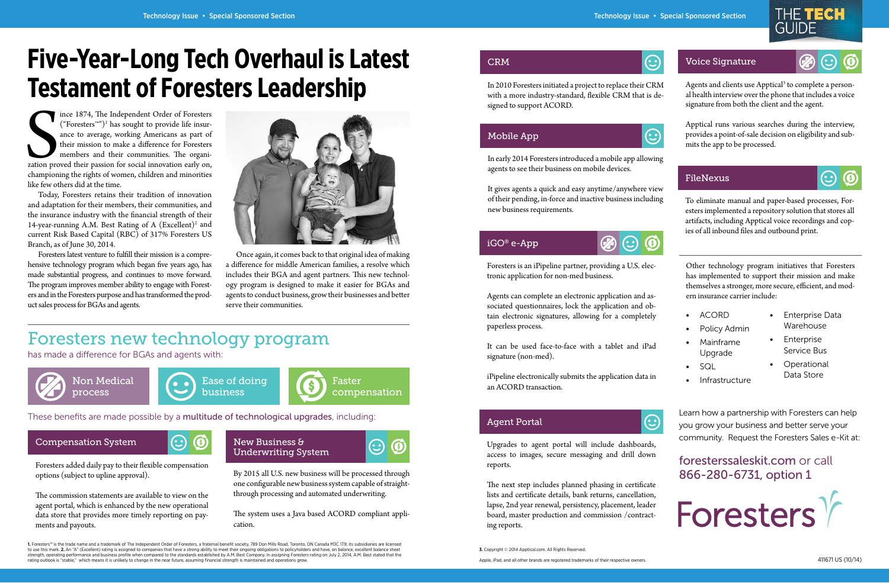# Five-Year-Long Tech Overhaul is Latest Testament of Foresters Leadership

Since 1874, The Independent Order of Foresters ("Foresters™")[1] has sought to provide life insurance to average, working Americans as part of their mission to make a difference for Foresters members and their communities. The organization proved their passion for social innovation early on, championing the rights of women, children and minorities like few others did at the time.

Today, Foresters retains their tradition of innovation and adaptation for their members, their communities, and the insurance industry with the financial strength of their 14-year-running A.M. Best Rating of A (Excellent)[2] and current Risk Based Capital (RBC) of 317% Foresters US Branch, as of June 30, 2014.

Foresters latest venture to fulfill their mission is a comprehensive technology program which began five years ago, has made substantial progress, and continues to move forward. The program improves member ability to engage with Foresters and in the Foresters purpose and has transformed the product sales process for BGAs and agents.

Once again, it comes back to that original idea of making a difference for middle American families, a resolve which includes their BGA and agent partners. This new technology program is designed to make it easier for BGAs and agents to conduct business, grow their businesses and better serve their communities.

## Foresters new technology program

has made a difference for BGAs and agents with:

- Non Medical process
- Ease of doing business
- Faster compensation

These benefits are made possible by a **multitude of technological upgrades**, including:

### Compensation System

Foresters added daily pay to their flexible compensation options (subject to upline approval).

The commission statements are available to view on the agent portal, which is enhanced by the new operational data store that provides more timely reporting on payments and payouts.

### New Business & Underwriting System

By 2015 all U.S. new business will be processed through one configurable new business system capable of straight-through processing and automated underwriting.

The system uses a Java based ACORD compliant application.

### CRM

In 2010 Foresters initiated a project to replace their CRM with a more industry-standard, flexible CRM that is designed to support ACORD.

### Mobile App

In early 2014 Foresters introduced a mobile app allowing agents to see their business on mobile devices.

It gives agents a quick and easy anytime/anywhere view of their pending, in-force and inactive business including new business requirements.

### iGO® e-App

Foresters is an iPipeline partner, providing a U.S. electronic application for non-med business.

Agents can complete an electronic application and associated questionnaires, lock the application and obtain electronic signatures, allowing for a completely paperless process.

It can be used face-to-face with a tablet and iPad signature (non-med).

iPipeline electronically submits the application data in an ACORD transaction.

### Agent Portal

Upgrades to agent portal will include dashboards, access to images, secure messaging and drill down reports.

The next step includes planned phasing in certificate lists and certificate details, bank returns, cancellation, lapse, 2nd year renewal, persistency, placement, leader board, master production and commission /contracting reports.

### Voice Signature

Agents and clients use Apptical[3] to complete a personal health interview over the phone that includes a voice signature from both the client and the agent.

Apptical runs various searches during the interview, provides a point-of-sale decision on eligibility and submits the app to be processed.

### FileNexus

To eliminate manual and paper-based processes, Foresters implemented a repository solution that stores all artifacts, including Apptical voice recordings and copies of all inbound files and outbound print.

Other technology program initiatives that Foresters has implemented to support their mission and make themselves a stronger, more secure, efficient, and modern insurance carrier include:

- ACORD
- Policy Admin
- Mainframe Upgrade
- SQL
- Infrastructure
- Enterprise Data Warehouse
- Enterprise Service Bus
- Operational Data Store

Learn how a partnership with Foresters can help you grow your business and better serve your community. Request the Foresters Sales e-Kit at:

**foresterssaleskit.com** or call **866-280-6731, option 1**

Foresters

**1.** Foresters™ is the trade name and a trademark of The Independent Order of Foresters, a fraternal benefit society, 789 Don Mills Road, Toronto, ON Canada M3C 1T9; its subsidiaries are licensed to use this mark. **2.** An "A" (Excellent) rating is assigned to companies that have a strong ability to meet their ongoing obligations to policyholders and have, on balance, excellent balance sheet strength, operating performance and business profile when compared to the standards established by A.M. Best Company. In assigning Foresters rating on July 2, 2014, A.M. Best stated that the rating outlook is "stable," which means it is unlikely to change in the near future, assuming financial strength is maintained and operations grow.

**3.** Copyright © 2014 Apptical.com. All Rights Reserved.

Apple, iPad, and all other brands are registered trademarks of their respective owners.

411671 US (10/14)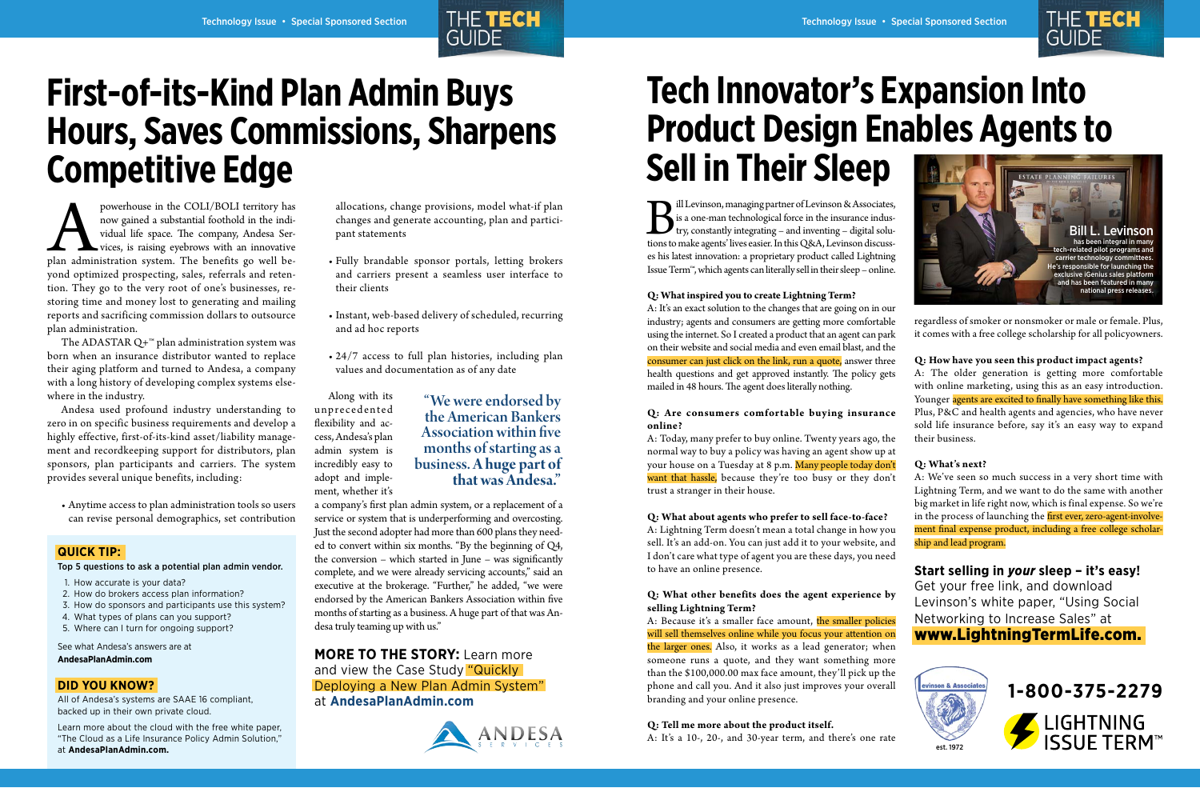# First-of-its-Kind Plan Admin Buys Hours, Saves Commissions, Sharpens Competitive Edge

A powerhouse in the COLI/BOLI territory has now gained a substantial foothold in the individual life space. The company, Andesa Services, is raising eyebrows with an innovative plan administration system. The benefits go well beyond optimized prospecting, sales, referrals and retention. They go to the very root of one's businesses, restoring time and money lost to generating and mailing reports and sacrificing commission dollars to outsource plan administration.

The ADASTAR Q+™ plan administration system was born when an insurance distributor wanted to replace their aging platform and turned to Andesa, a company with a long history of developing complex systems elsewhere in the industry.

Andesa used profound industry understanding to zero in on specific business requirements and develop a highly effective, first-of-its-kind asset/liability management and recordkeeping support for distributors, plan sponsors, plan participants and carriers. The system provides several unique benefits, including:

- Anytime access to plan administration tools so users can revise personal demographics, set contribution allocations, change provisions, model what-if plan changes and generate accounting, plan and participant statements
- Fully brandable sponsor portals, letting brokers and carriers present a seamless user interface to their clients
- Instant, web-based delivery of scheduled, recurring and ad hoc reports
- 24/7 access to full plan histories, including plan values and documentation as of any date

Along with its unprecedented flexibility and access, Andesa's plan admin system is incredibly easy to adopt and implement, whether it's a company's first plan admin system, or a replacement of a service or system that is underperforming and overcosting. Just the second adopter had more than 600 plans they needed to convert within six months. "By the beginning of Q4, the conversion – which started in June – was significantly complete, and we were already servicing accounts," said an executive at the brokerage. "Further," he added, "we were endorsed by the American Bankers Association within five months of starting as a business. A huge part of that was Andesa truly teaming up with us."

> "We were endorsed by the American Bankers Association within five months of starting as a business. A huge part of that was Andesa."

**MORE TO THE STORY:** Learn more and view the Case Study "Quickly Deploying a New Plan Admin System" at **AndesaPlanAdmin.com**

ANDESA SERVICES

**QUICK TIP:**

**Top 5 questions to ask a potential plan admin vendor.**

1. How accurate is your data?
2. How do brokers access plan information?
3. How do sponsors and participants use this system?
4. What types of plans can you support?
5. Where can I turn for ongoing support?

See what Andesa's answers are at **AndesaPlanAdmin.com**

**DID YOU KNOW?**

All of Andesa's systems are SAAE 16 compliant, backed up in their own private cloud.

Learn more about the cloud with the free white paper, "The Cloud as a Life Insurance Policy Admin Solution," at **AndesaPlanAdmin.com.**

# Tech Innovator's Expansion Into Product Design Enables Agents to Sell in Their Sleep

Bill Levinson, managing partner of Levinson & Associates, is a one-man technological force in the insurance industry, constantly integrating – and inventing – digital solutions to make agents' lives easier. In this Q&A, Levinson discusses his latest innovation: a proprietary product called Lightning Issue Term™, which agents can literally sell in their sleep – online.

**Bill L. Levinson** has been integral in many tech-related pilot programs and carrier technology committees. He's responsible for launching the exclusive iGenius sales platform and has been featured in many national press releases.

**Q: What inspired you to create Lightning Term?**
A: It's an exact solution to the changes that are going on in our industry; agents and consumers are getting more comfortable using the internet. So I created a product that an agent can park on their website and social media and even email blast, and the consumer can just click on the link, run a quote, answer three health questions and get approved instantly. The policy gets mailed in 48 hours. The agent does literally nothing.

**Q: Are consumers comfortable buying insurance online?**
A: Today, many prefer to buy online. Twenty years ago, the normal way to buy a policy was having an agent show up at your house on a Tuesday at 8 p.m. Many people today don't want that hassle, because they're too busy or they don't trust a stranger in their house.

**Q: What about agents who prefer to sell face-to-face?**
A: Lightning Term doesn't mean a total change in how you sell. It's an add-on. You can just add it to your website, and I don't care what type of agent you are these days, you need to have an online presence.

**Q: What other benefits does the agent experience by selling Lightning Term?**
A: Because it's a smaller face amount, the smaller policies will sell themselves online while you focus your attention on the larger ones. Also, it works as a lead generator; when someone runs a quote, and they want something more than the $100,000.00 max face amount, they'll pick up the phone and call you. And it also just improves your overall branding and your online presence.

**Q: Tell me more about the product itself.**
A: It's a 10-, 20-, and 30-year term, and there's one rate regardless of smoker or nonsmoker or male or female. Plus, it comes with a free college scholarship for all policyowners.

**Q: How have you seen this product impact agents?**
A: The older generation is getting more comfortable with online marketing, using this as an easy introduction. Younger agents are excited to finally have something like this. Plus, P&C and health agents and agencies, who have never sold life insurance before, say it's an easy way to expand their business.

**Q: What's next?**
A: We've seen so much success in a very short time with Lightning Term, and we want to do the same with another big market in life right now, which is final expense. So we're in the process of launching the first ever, zero-agent-involvement final expense product, including a free college scholarship and lead program.

**Start selling in *your* sleep – it's easy!**
Get your free link, and download Levinson's white paper, "Using Social Networking to Increase Sales" at **www.LightningTermLife.com.**

Levinson & Associates est. 1972

**1-800-375-2279**

LIGHTNING ISSUE TERM™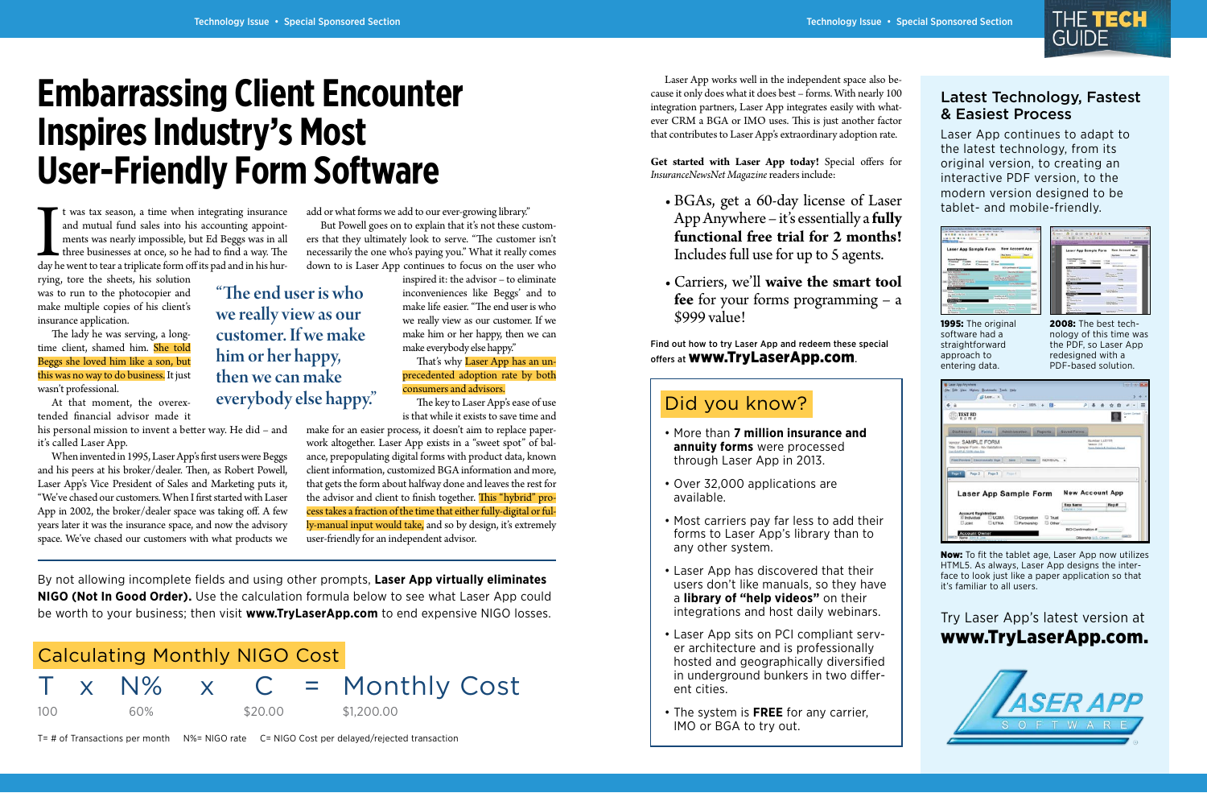# Embarrassing Client Encounter Inspires Industry's Most User-Friendly Form Software

It was tax season, a time when integrating insurance and mutual fund sales into his accounting appointments was nearly impossible, but Ed Beggs was in all three businesses at once, so he had to find a way. The day he went to tear a triplicate form off its pad and in his hurrying, tore the sheets, his solution was to run to the photocopier and make multiple copies of his client's insurance application.

The lady he was serving, a long-time client, shamed him. She told Beggs she loved him like a son, but this was no way to do business. It just wasn't professional.

At that moment, the overextended financial advisor made it his personal mission to invent a better way. He did – and it's called Laser App.

When invented in 1995, Laser App's first users were Beggs and his peers at his broker/dealer. Then, as Robert Powell, Laser App's Vice President of Sales and Marketing puts it, "We've chased our customers. When I first started with Laser App in 2002, the broker/dealer space was taking off. A few years later it was the insurance space, and now the advisory space. We've chased our customers with what products we add or what forms we add to our ever-growing library."

But Powell goes on to explain that it's not these customers that they ultimately look to serve. "The customer isn't necessarily the one who's paying you." What it really comes down to is Laser App continues to focus on the user who inspired it: the advisor – to eliminate inconveniences like Beggs' and to make life easier. "The end user is who we really view as our customer. If we make him or her happy, then we can make everybody else happy."

> "The end user is who we really view as our customer. If we make him or her happy, then we can make everybody else happy."

That's why Laser App has an unprecedented adoption rate by both consumers and advisors.

The key to Laser App's ease of use is that while it exists to save time and make for an easier process, it doesn't aim to replace paperwork altogether. Laser App exists in a "sweet spot" of balance, prepopulating digital forms with product data, known client information, customized BGA information and more, that gets the form about halfway done and leaves the rest for the advisor and client to finish together. This "hybrid" process takes a fraction of the time that either fully-digital or fully-manual input would take, and so by design, it's extremely user-friendly for an independent advisor.

By not allowing incomplete fields and using other prompts, **Laser App virtually eliminates NIGO (Not In Good Order).** Use the calculation formula below to see what Laser App could be worth to your business; then visit **www.TryLaserApp.com** to end expensive NIGO losses.

## Calculating Monthly NIGO Cost

| T | x | N% | x | C | = | Monthly Cost |
|---|---|---|---|---|---|---|
| 100 | | 60% | | $20.00 | | $1,200.00 |

T= # of Transactions per month N%= NIGO rate C= NIGO Cost per delayed/rejected transaction

Laser App works well in the independent space also because it only does what it does best – forms. With nearly 100 integration partners, Laser App integrates easily with whatever CRM a BGA or IMO uses. This is just another factor that contributes to Laser App's extraordinary adoption rate.

**Get started with Laser App today!** Special offers for *InsuranceNewsNet Magazine* readers include:

- BGAs, get a 60-day license of Laser App Anywhere – it's essentially a **fully functional free trial for 2 months!** Includes full use for up to 5 agents.
- Carriers, we'll **waive the smart tool fee** for your forms programming – a $999 value!

Find out how to try Laser App and redeem these special offers at **www.TryLaserApp.com**.

## Did you know?

- More than **7 million insurance and annuity forms** were processed through Laser App in 2013.
- Over 32,000 applications are available.
- Most carriers pay far less to add their forms to Laser App's library than to any other system.
- Laser App has discovered that their users don't like manuals, so they have a **library of "help videos"** on their integrations and host daily webinars.
- Laser App sits on PCI compliant server architecture and is professionally hosted and geographically diversified in underground bunkers in two different cities.
- The system is **FREE** for any carrier, IMO or BGA to try out.

## Latest Technology, Fastest & Easiest Process

Laser App continues to adapt to the latest technology, from its original version, to creating an interactive PDF version, to the modern version designed to be tablet- and mobile-friendly.

**1995:** The original software had a straightforward approach to entering data.

**2008:** The best technology of this time was the PDF, so Laser App redesigned with a PDF-based solution.

**Now:** To fit the tablet age, Laser App now utilizes HTML5. As always, Laser App designs the interface to look just like a paper application so that it's familiar to all users.

Try Laser App's latest version at **www.TryLaserApp.com.**

LASER APP SOFTWARE